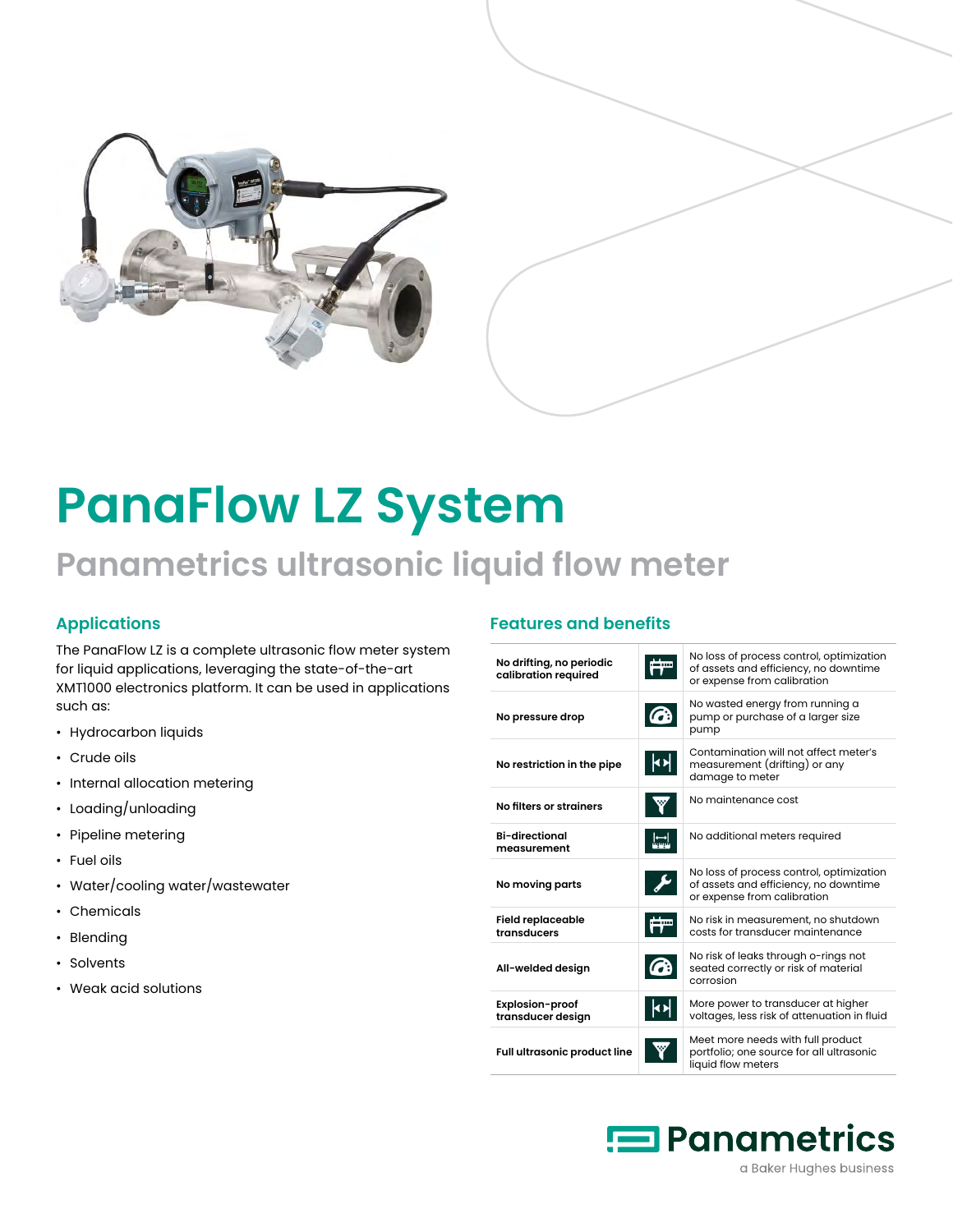# PanaFlow LZ System

## Panametrics ultrasonic liquid flow meter

### Applications

The PanaFlow LZ is a complete ultrasonic flow meter system for liquid applications, leveraging the state-of-the-art XMT1000 electronics platform. It can be used in applications such as:

- Hydrocarbon liquids
- Crude oils
- Internal allocation metering
- Loading/unloading
- Pipeline metering
- Fuel oils
- Water/cooling water/wastewater
- Chemicals
- Blending
- Solvents
- Weak acid solutions

### Features and benefits

| Feature | Benefit |
|---|---|
| **No drifting, no periodic calibration required** | No loss of process control, optimization of assets and efficiency, no downtime or expense from calibration |
| **No pressure drop** | No wasted energy from running a pump or purchase of a larger size pump |
| **No restriction in the pipe** | Contamination will not affect meter's measurement (drifting) or any damage to meter |
| **No filters or strainers** | No maintenance cost |
| **Bi-directional measurement** | No additional meters required |
| **No moving parts** | No loss of process control, optimization of assets and efficiency, no downtime or expense from calibration |
| **Field replaceable transducers** | No risk in measurement, no shutdown costs for transducer maintenance |
| **All-welded design** | No risk of leaks through o-rings not seated correctly or risk of material corrosion |
| **Explosion-proof transducer design** | More power to transducer at higher voltages, less risk of attenuation in fluid |
| **Full ultrasonic product line** | Meet more needs with full product portfolio; one source for all ultrasonic liquid flow meters |

Panametrics
a Baker Hughes business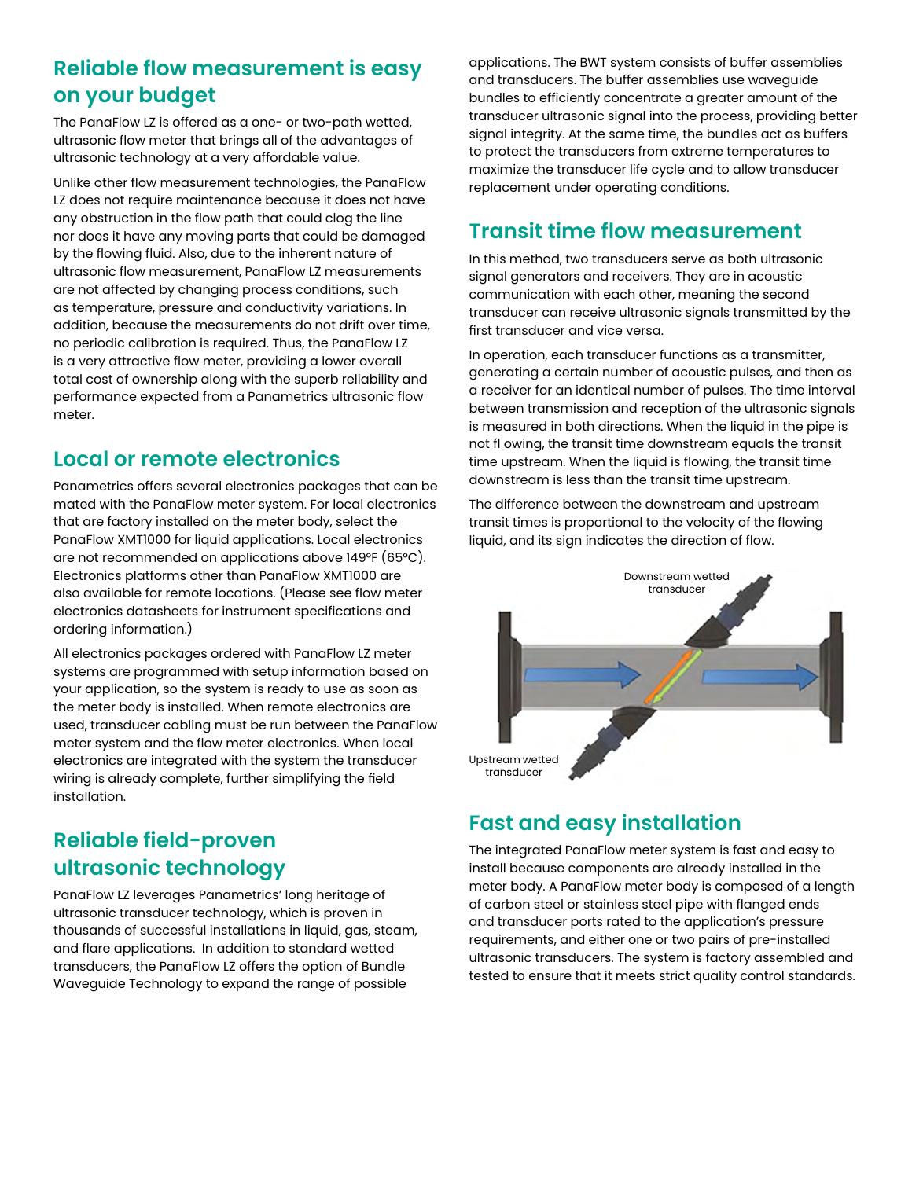## Reliable flow measurement is easy on your budget

The PanaFlow LZ is offered as a one- or two-path wetted, ultrasonic flow meter that brings all of the advantages of ultrasonic technology at a very affordable value.

Unlike other flow measurement technologies, the PanaFlow LZ does not require maintenance because it does not have any obstruction in the flow path that could clog the line nor does it have any moving parts that could be damaged by the flowing fluid. Also, due to the inherent nature of ultrasonic flow measurement, PanaFlow LZ measurements are not affected by changing process conditions, such as temperature, pressure and conductivity variations. In addition, because the measurements do not drift over time, no periodic calibration is required. Thus, the PanaFlow LZ is a very attractive flow meter, providing a lower overall total cost of ownership along with the superb reliability and performance expected from a Panametrics ultrasonic flow meter.

## Local or remote electronics

Panametrics offers several electronics packages that can be mated with the PanaFlow meter system. For local electronics that are factory installed on the meter body, select the PanaFlow XMT1000 for liquid applications. Local electronics are not recommended on applications above 149°F (65°C). Electronics platforms other than PanaFlow XMT1000 are also available for remote locations. (Please see flow meter electronics datasheets for instrument specifications and ordering information.)

All electronics packages ordered with PanaFlow LZ meter systems are programmed with setup information based on your application, so the system is ready to use as soon as the meter body is installed. When remote electronics are used, transducer cabling must be run between the PanaFlow meter system and the flow meter electronics. When local electronics are integrated with the system the transducer wiring is already complete, further simplifying the field installation.

## Reliable field-proven ultrasonic technology

PanaFlow LZ leverages Panametrics' long heritage of ultrasonic transducer technology, which is proven in thousands of successful installations in liquid, gas, steam, and flare applications. In addition to standard wetted transducers, the PanaFlow LZ offers the option of Bundle Waveguide Technology to expand the range of possible applications. The BWT system consists of buffer assemblies and transducers. The buffer assemblies use waveguide bundles to efficiently concentrate a greater amount of the transducer ultrasonic signal into the process, providing better signal integrity. At the same time, the bundles act as buffers to protect the transducers from extreme temperatures to maximize the transducer life cycle and to allow transducer replacement under operating conditions.

## Transit time flow measurement

In this method, two transducers serve as both ultrasonic signal generators and receivers. They are in acoustic communication with each other, meaning the second transducer can receive ultrasonic signals transmitted by the first transducer and vice versa.

In operation, each transducer functions as a transmitter, generating a certain number of acoustic pulses, and then as a receiver for an identical number of pulses. The time interval between transmission and reception of the ultrasonic signals is measured in both directions. When the liquid in the pipe is not fl owing, the transit time downstream equals the transit time upstream. When the liquid is flowing, the transit time downstream is less than the transit time upstream.

The difference between the downstream and upstream transit times is proportional to the velocity of the flowing liquid, and its sign indicates the direction of flow.

Downstream wetted transducer

Upstream wetted transducer

## Fast and easy installation

The integrated PanaFlow meter system is fast and easy to install because components are already installed in the meter body. A PanaFlow meter body is composed of a length of carbon steel or stainless steel pipe with flanged ends and transducer ports rated to the application's pressure requirements, and either one or two pairs of pre-installed ultrasonic transducers. The system is factory assembled and tested to ensure that it meets strict quality control standards.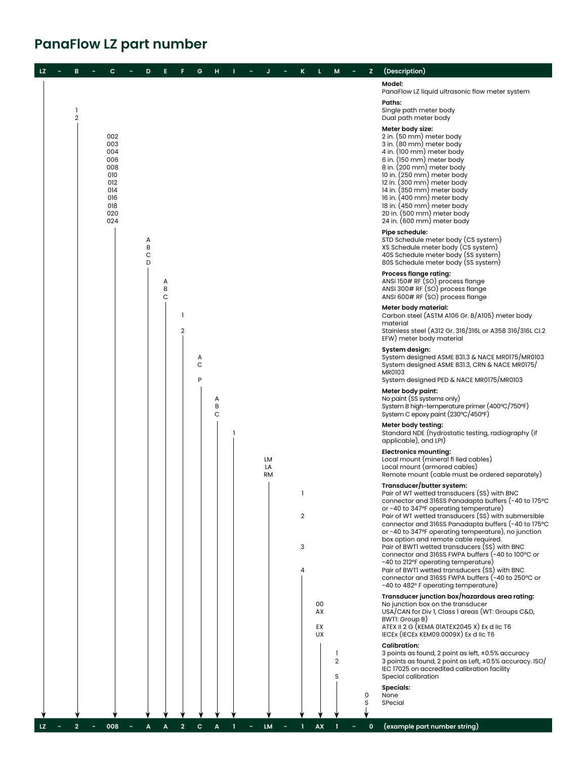# PanaFlow LZ part number

**LZ - B - C - D E F G H I - J - K L M - Z (Description)**

| Field | Code | Description |
|---|---|---|
| LZ | | **Model:** PanaFlow LZ liquid ultrasonic flow meter system |
| B | | **Paths:** |
| | 1 | Single path meter body |
| | 2 | Dual path meter body |
| C | | **Meter body size:** |
| | 002 | 2 in. (50 mm) meter body |
| | 003 | 3 in. (80 mm) meter body |
| | 004 | 4 in. (100 mm) meter body |
| | 006 | 6 in. (150 mm) meter body |
| | 008 | 8 in. (200 mm) meter body |
| | 010 | 10 in. (250 mm) meter body |
| | 012 | 12 in. (300 mm) meter body |
| | 014 | 14 in. (350 mm) meter body |
| | 016 | 16 in. (400 mm) meter body |
| | 018 | 18 in. (450 mm) meter body |
| | 020 | 20 in. (500 mm) meter body |
| | 024 | 24 in. (600 mm) meter body |
| D | | **Pipe schedule:** |
| | A | STD Schedule meter body (CS system) |
| | B | XS Schedule meter body (CS system) |
| | C | 40S Schedule meter body (SS system) |
| | D | 80S Schedule meter body (SS system) |
| E | | **Process flange rating:** |
| | A | ANSI 150# RF (SO) process flange |
| | B | ANSI 300# RF (SO) process flange |
| | C | ANSI 600# RF (SO) process flange |
| F | | **Meter body material:** |
| | 1 | Carbon steel (ASTM A106 Gr. B/A105) meter body material |
| | 2 | Stainless steel (A312 Gr. 316/316L or A358 316/316L Cl.2 EFW) meter body material |
| G | | **System design:** |
| | A | System designed ASME B31.3 & NACE MR0175/MR0103 |
| | C | System designed ASME B31.3, CRN & NACE MR0175/MR0103 |
| | P | System designed PED & NACE MR0175/MR0103 |
| H | | **Meter body paint:** |
| | A | No paint (SS systems only) |
| | B | System B high-temperature primer (400°C/750°F) |
| | C | System C epoxy paint (230°C/450°F) |
| I | | **Meter body testing:** |
| | 1 | Standard NDE (hydrostatic testing, radiography (if applicable), and LPI) |
| J | | **Electronics mounting:** |
| | LM | Local mount (mineral filled cables) |
| | LA | Local mount (armored cables) |
| | RM | Remote mount (cable must be ordered separately) |
| K | | **Transducer/butter system:** |
| | 1 | Pair of WT wetted transducers (SS) with BNC connector and 316SS Panadapta buffers (-40 to 175°C or -40 to 347°F operating temperature) |
| | 2 | Pair of WT wetted transducers (SS) with submersible connector and 316SS Panadapta buffers (-40 to 175°C or -40 to 347°F operating temperature), no junction box option and remote cable required. |
| | 3 | Pair of BWT1 wetted transducers (SS) with BNC connector and 316SS FWPA buffers (-40 to 100°C or -40 to 212°F operating temperature) |
| | 4 | Pair of BWT1 wetted transducers (SS) with BNC connector and 316SS FWPA buffers (-40 to 250°C or -40 to 482° F operating temperature) |
| L | | **Transducer junction box/hazardous area rating:** |
| | 00 | No junction box on the transducer |
| | AX | USA/CAN for Div 1, Class 1 areas (WT: Groups C&D, BWT1: Group B) |
| | EX | ATEX II 2 G (KEMA 01ATEX2045 X) Ex d IIc T6 |
| | UX | IECEx (IECEx KEM09.0009X) Ex d IIc T6 |
| M | | **Calibration:** |
| | 1 | 3 points as found, 2 point as left, ±0.5% accuracy |
| | 2 | 3 points as found, 2 point as Left, ±0.5% accuracy. ISO/IEC 17025 on accredited calibration facility |
| | S | Special calibration |
| Z | | **Specials:** |
| | 0 | None |
| | S | SPecial |

**LZ - 2 - 008 - A A 2 C A 1 - LM - 1 AX 1 - 0** (example part number string)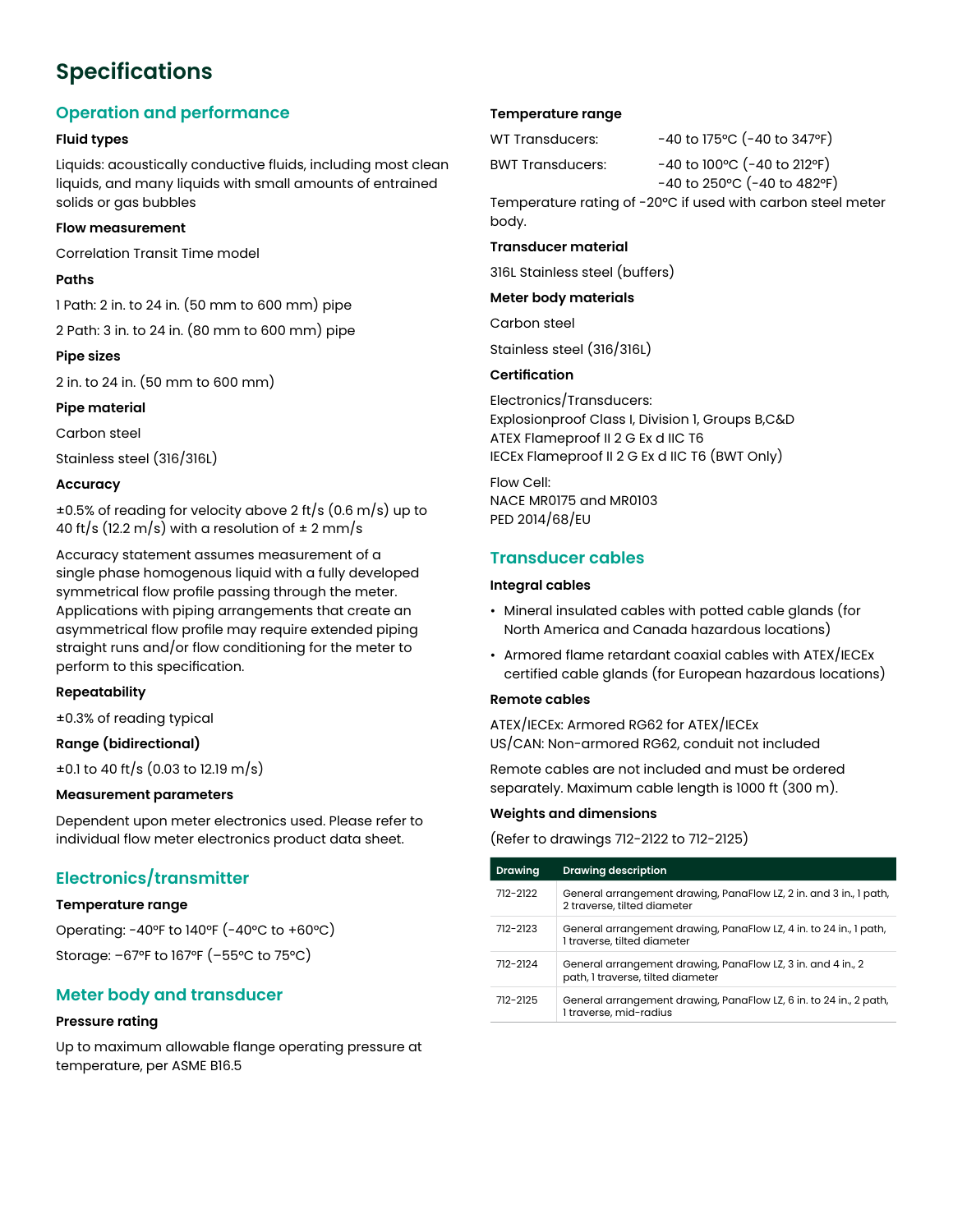# Specifications

## Operation and performance

**Fluid types**

Liquids: acoustically conductive fluids, including most clean liquids, and many liquids with small amounts of entrained solids or gas bubbles

**Flow measurement**

Correlation Transit Time model

**Paths**

1 Path: 2 in. to 24 in. (50 mm to 600 mm) pipe

2 Path: 3 in. to 24 in. (80 mm to 600 mm) pipe

**Pipe sizes**

2 in. to 24 in. (50 mm to 600 mm)

**Pipe material**

Carbon steel

Stainless steel (316/316L)

**Accuracy**

±0.5% of reading for velocity above 2 ft/s (0.6 m/s) up to 40 ft/s (12.2 m/s) with a resolution of ± 2 mm/s

Accuracy statement assumes measurement of a single phase homogenous liquid with a fully developed symmetrical flow profile passing through the meter. Applications with piping arrangements that create an asymmetrical flow profile may require extended piping straight runs and/or flow conditioning for the meter to perform to this specification.

**Repeatability**

±0.3% of reading typical

**Range (bidirectional)**

±0.1 to 40 ft/s (0.03 to 12.19 m/s)

**Measurement parameters**

Dependent upon meter electronics used. Please refer to individual flow meter electronics product data sheet.

## Electronics/transmitter

**Temperature range**

Operating: -40°F to 140°F (-40°C to +60°C)

Storage: –67°F to 167°F (–55°C to 75°C)

## Meter body and transducer

**Pressure rating**

Up to maximum allowable flange operating pressure at temperature, per ASME B16.5

**Temperature range**

WT Transducers: -40 to 175°C (-40 to 347°F)

BWT Transducers: -40 to 100°C (-40 to 212°F)
-40 to 250°C (-40 to 482°F)

Temperature rating of -20°C if used with carbon steel meter body.

**Transducer material**

316L Stainless steel (buffers)

**Meter body materials**

Carbon steel

Stainless steel (316/316L)

**Certification**

Electronics/Transducers:
Explosionproof Class I, Division 1, Groups B,C&D
ATEX Flameproof II 2 G Ex d IIC T6
IECEx Flameproof II 2 G Ex d IIC T6 (BWT Only)

Flow Cell:
NACE MR0175 and MR0103
PED 2014/68/EU

## Transducer cables

**Integral cables**

- Mineral insulated cables with potted cable glands (for North America and Canada hazardous locations)
- Armored flame retardant coaxial cables with ATEX/IECEx certified cable glands (for European hazardous locations)

**Remote cables**

ATEX/IECEx: Armored RG62 for ATEX/IECEx
US/CAN: Non-armored RG62, conduit not included

Remote cables are not included and must be ordered separately. Maximum cable length is 1000 ft (300 m).

**Weights and dimensions**

(Refer to drawings 712-2122 to 712-2125)

| Drawing | Drawing description |
|---|---|
| 712-2122 | General arrangement drawing, PanaFlow LZ, 2 in. and 3 in., 1 path, 2 traverse, tilted diameter |
| 712-2123 | General arrangement drawing, PanaFlow LZ, 4 in. to 24 in., 1 path, 1 traverse, tilted diameter |
| 712-2124 | General arrangement drawing, PanaFlow LZ, 3 in. and 4 in., 2 path, 1 traverse, tilted diameter |
| 712-2125 | General arrangement drawing, PanaFlow LZ, 6 in. to 24 in., 2 path, 1 traverse, mid-radius |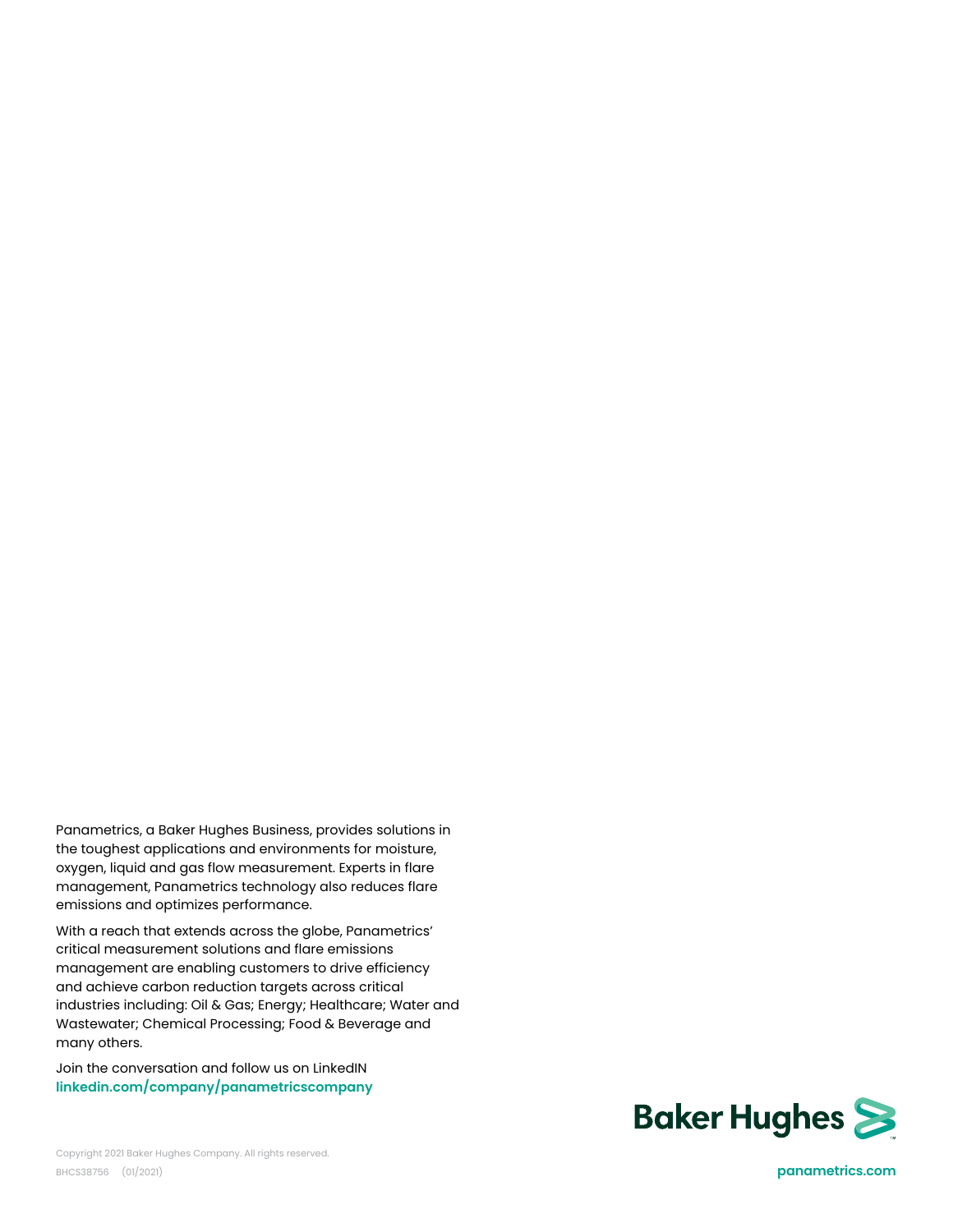Panametrics, a Baker Hughes Business, provides solutions in the toughest applications and environments for moisture, oxygen, liquid and gas flow measurement. Experts in flare management, Panametrics technology also reduces flare emissions and optimizes performance.

With a reach that extends across the globe, Panametrics' critical measurement solutions and flare emissions management are enabling customers to drive efficiency and achieve carbon reduction targets across critical industries including: Oil & Gas; Energy; Healthcare; Water and Wastewater; Chemical Processing; Food & Beverage and many others.

Join the conversation and follow us on LinkedIN
**linkedin.com/company/panametricscompany**

Baker Hughes

Copyright 2021 Baker Hughes Company. All rights reserved.
BHCS38756 (01/2021)

**panametrics.com**